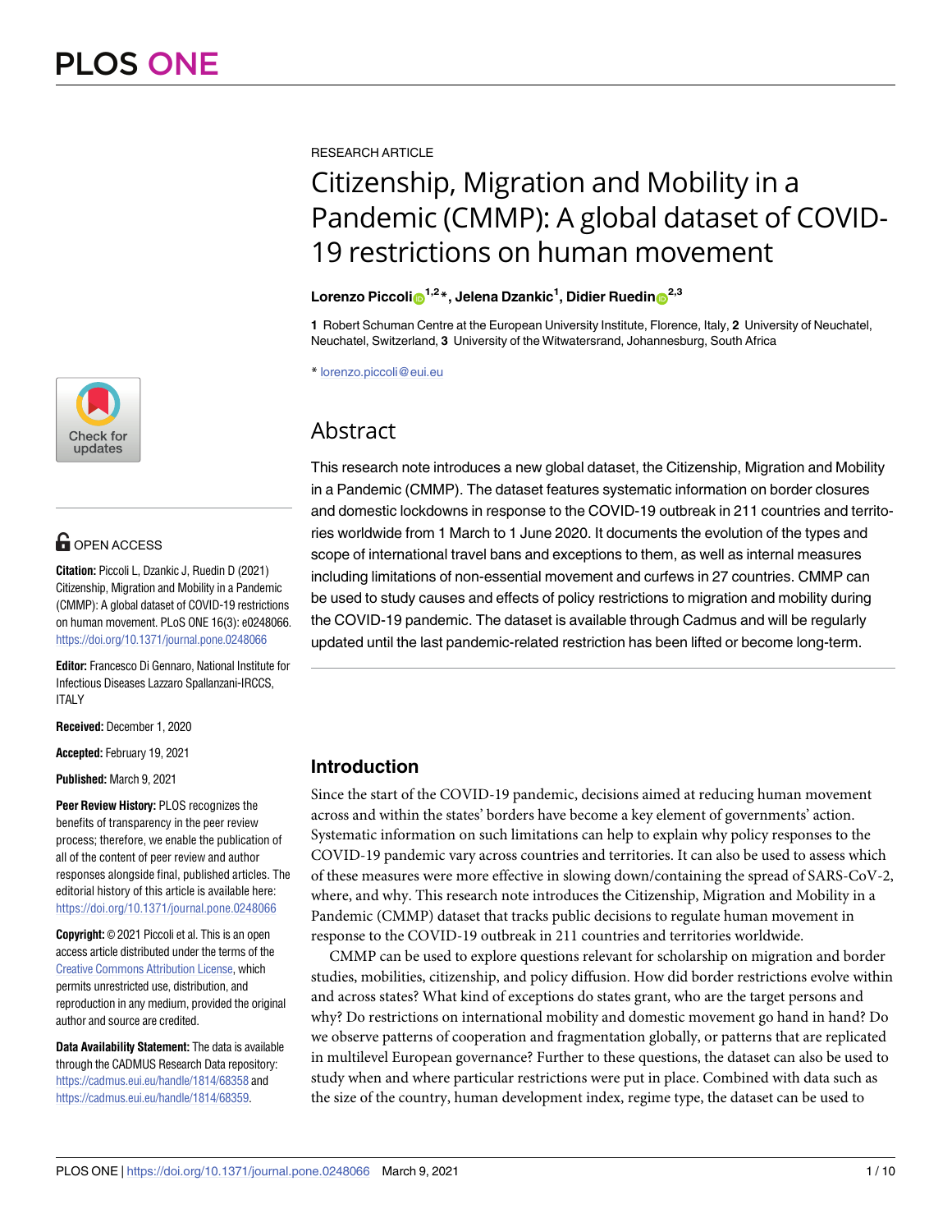RESEARCH ARTICLE

# Citizenship, Migration and Mobility in a Pandemic (CMMP): A global dataset of COVID-19 restrictions on human movement

**Lorenzo Piccoli[1,2]*, Jelena Dzankic[1], Didier Ruedin[2,3]**

**1** Robert Schuman Centre at the European University Institute, Florence, Italy, **2** University of Neuchatel, Neuchatel, Switzerland, **3** University of the Witwatersrand, Johannesburg, South Africa

* lorenzo.piccoli@eui.eu

OPEN ACCESS

**Citation:** Piccoli L, Dzankic J, Ruedin D (2021) Citizenship, Migration and Mobility in a Pandemic (CMMP): A global dataset of COVID-19 restrictions on human movement. PLoS ONE 16(3): e0248066. https://doi.org/10.1371/journal.pone.0248066

**Editor:** Francesco Di Gennaro, National Institute for Infectious Diseases Lazzaro Spallanzani-IRCCS, ITALY

**Received:** December 1, 2020

**Accepted:** February 19, 2021

**Published:** March 9, 2021

**Peer Review History:** PLOS recognizes the benefits of transparency in the peer review process; therefore, we enable the publication of all of the content of peer review and author responses alongside final, published articles. The editorial history of this article is available here: https://doi.org/10.1371/journal.pone.0248066

**Copyright:** © 2021 Piccoli et al. This is an open access article distributed under the terms of the Creative Commons Attribution License, which permits unrestricted use, distribution, and reproduction in any medium, provided the original author and source are credited.

**Data Availability Statement:** The data is available through the CADMUS Research Data repository: https://cadmus.eui.eu/handle/1814/68358 and https://cadmus.eui.eu/handle/1814/68359.

## Abstract

This research note introduces a new global dataset, the Citizenship, Migration and Mobility in a Pandemic (CMMP). The dataset features systematic information on border closures and domestic lockdowns in response to the COVID-19 outbreak in 211 countries and territories worldwide from 1 March to 1 June 2020. It documents the evolution of the types and scope of international travel bans and exceptions to them, as well as internal measures including limitations of non-essential movement and curfews in 27 countries. CMMP can be used to study causes and effects of policy restrictions to migration and mobility during the COVID-19 pandemic. The dataset is available through Cadmus and will be regularly updated until the last pandemic-related restriction has been lifted or become long-term.

## Introduction

Since the start of the COVID-19 pandemic, decisions aimed at reducing human movement across and within the states' borders have become a key element of governments' action. Systematic information on such limitations can help to explain why policy responses to the COVID-19 pandemic vary across countries and territories. It can also be used to assess which of these measures were more effective in slowing down/containing the spread of SARS-CoV-2, where, and why. This research note introduces the Citizenship, Migration and Mobility in a Pandemic (CMMP) dataset that tracks public decisions to regulate human movement in response to the COVID-19 outbreak in 211 countries and territories worldwide.

CMMP can be used to explore questions relevant for scholarship on migration and border studies, mobilities, citizenship, and policy diffusion. How did border restrictions evolve within and across states? What kind of exceptions do states grant, who are the target persons and why? Do restrictions on international mobility and domestic movement go hand in hand? Do we observe patterns of cooperation and fragmentation globally, or patterns that are replicated in multilevel European governance? Further to these questions, the dataset can also be used to study when and where particular restrictions were put in place. Combined with data such as the size of the country, human development index, regime type, the dataset can be used to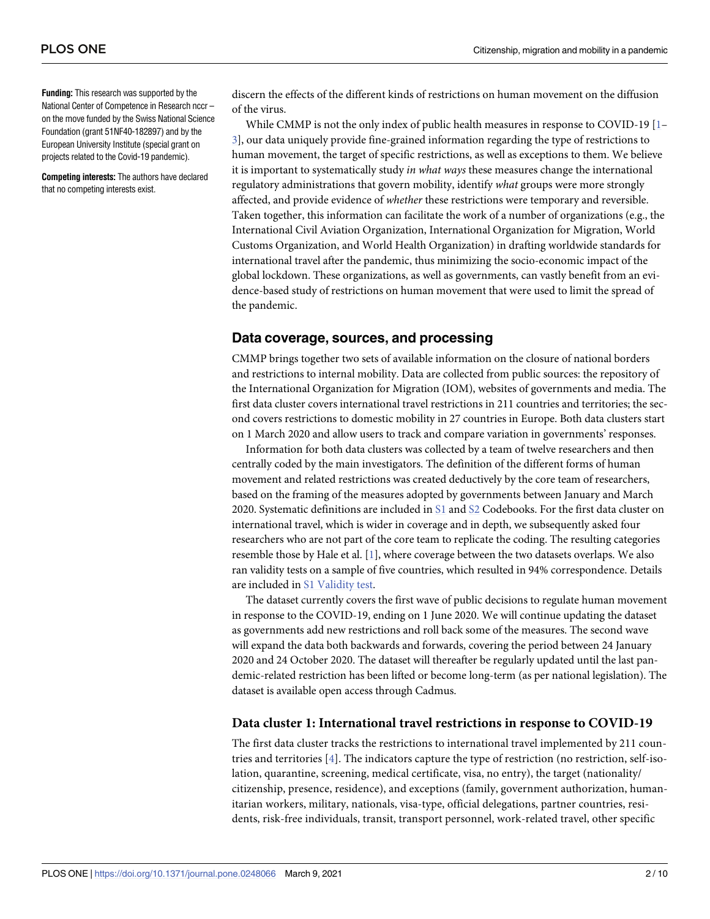**Funding:** This research was supported by the National Center of Competence in Research nccr – on the move funded by the Swiss National Science Foundation (grant 51NF40-182897) and by the European University Institute (special grant on projects related to the Covid-19 pandemic).

**Competing interests:** The authors have declared that no competing interests exist.

discern the effects of the different kinds of restrictions on human movement on the diffusion of the virus.

While CMMP is not the only index of public health measures in response to COVID-19 [1–3], our data uniquely provide fine-grained information regarding the type of restrictions to human movement, the target of specific restrictions, as well as exceptions to them. We believe it is important to systematically study *in what ways* these measures change the international regulatory administrations that govern mobility, identify *what* groups were more strongly affected, and provide evidence of *whether* these restrictions were temporary and reversible. Taken together, this information can facilitate the work of a number of organizations (e.g., the International Civil Aviation Organization, International Organization for Migration, World Customs Organization, and World Health Organization) in drafting worldwide standards for international travel after the pandemic, thus minimizing the socio-economic impact of the global lockdown. These organizations, as well as governments, can vastly benefit from an evidence-based study of restrictions on human movement that were used to limit the spread of the pandemic.

## Data coverage, sources, and processing

CMMP brings together two sets of available information on the closure of national borders and restrictions to internal mobility. Data are collected from public sources: the repository of the International Organization for Migration (IOM), websites of governments and media. The first data cluster covers international travel restrictions in 211 countries and territories; the second covers restrictions to domestic mobility in 27 countries in Europe. Both data clusters start on 1 March 2020 and allow users to track and compare variation in governments' responses.

Information for both data clusters was collected by a team of twelve researchers and then centrally coded by the main investigators. The definition of the different forms of human movement and related restrictions was created deductively by the core team of researchers, based on the framing of the measures adopted by governments between January and March 2020. Systematic definitions are included in S1 and S2 Codebooks. For the first data cluster on international travel, which is wider in coverage and in depth, we subsequently asked four researchers who are not part of the core team to replicate the coding. The resulting categories resemble those by Hale et al. [1], where coverage between the two datasets overlaps. We also ran validity tests on a sample of five countries, which resulted in 94% correspondence. Details are included in S1 Validity test.

The dataset currently covers the first wave of public decisions to regulate human movement in response to the COVID-19, ending on 1 June 2020. We will continue updating the dataset as governments add new restrictions and roll back some of the measures. The second wave will expand the data both backwards and forwards, covering the period between 24 January 2020 and 24 October 2020. The dataset will thereafter be regularly updated until the last pandemic-related restriction has been lifted or become long-term (as per national legislation). The dataset is available open access through Cadmus.

### Data cluster 1: International travel restrictions in response to COVID-19

The first data cluster tracks the restrictions to international travel implemented by 211 countries and territories [4]. The indicators capture the type of restriction (no restriction, self-isolation, quarantine, screening, medical certificate, visa, no entry), the target (nationality/citizenship, presence, residence), and exceptions (family, government authorization, humanitarian workers, military, nationals, visa-type, official delegations, partner countries, residents, risk-free individuals, transit, transport personnel, work-related travel, other specific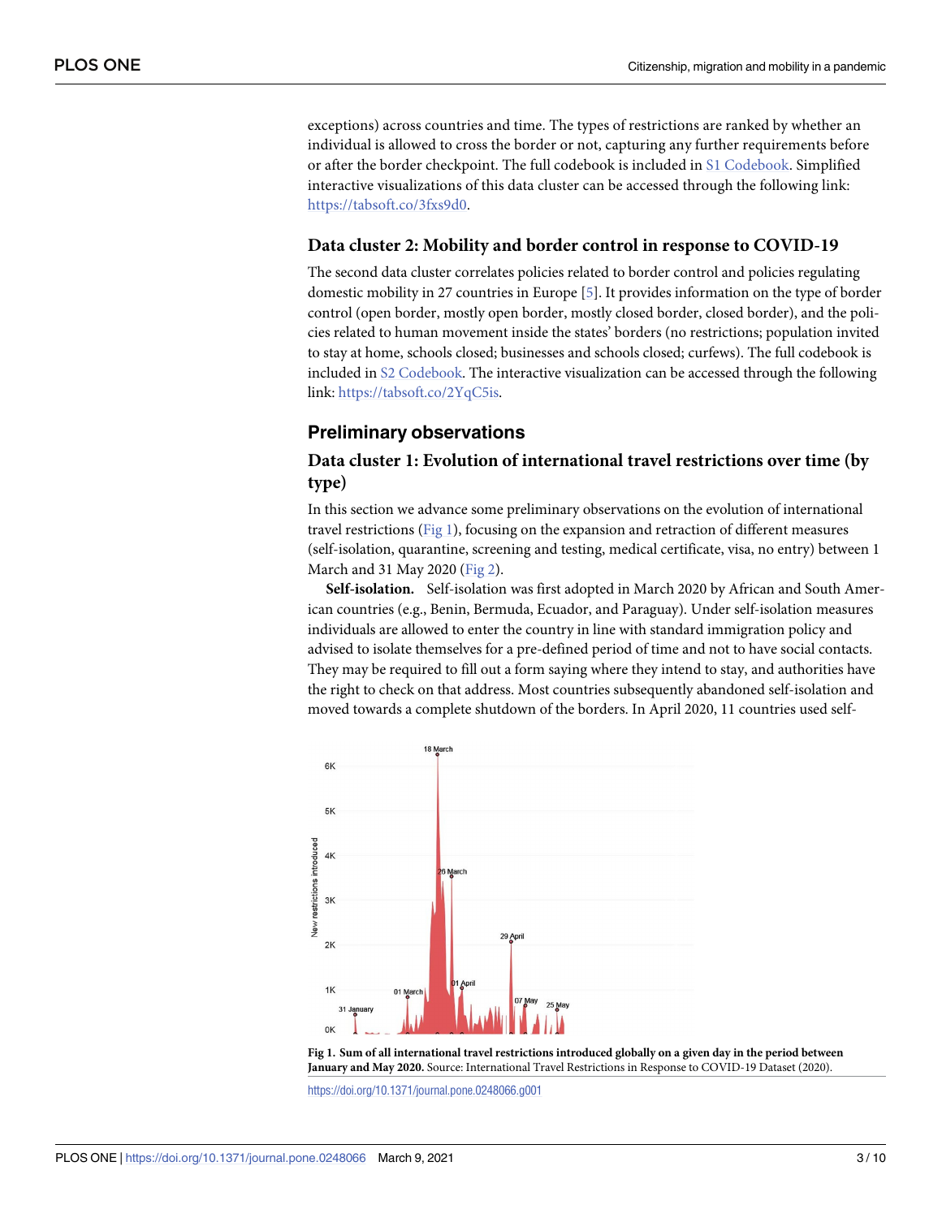exceptions) across countries and time. The types of restrictions are ranked by whether an individual is allowed to cross the border or not, capturing any further requirements before or after the border checkpoint. The full codebook is included in S1 Codebook. Simplified interactive visualizations of this data cluster can be accessed through the following link: https://tabsoft.co/3fxs9d0.

### Data cluster 2: Mobility and border control in response to COVID-19

The second data cluster correlates policies related to border control and policies regulating domestic mobility in 27 countries in Europe [5]. It provides information on the type of border control (open border, mostly open border, mostly closed border, closed border), and the policies related to human movement inside the states' borders (no restrictions; population invited to stay at home, schools closed; businesses and schools closed; curfews). The full codebook is included in S2 Codebook. The interactive visualization can be accessed through the following link: https://tabsoft.co/2YqC5is.

## Preliminary observations

### Data cluster 1: Evolution of international travel restrictions over time (by type)

In this section we advance some preliminary observations on the evolution of international travel restrictions (Fig 1), focusing on the expansion and retraction of different measures (self-isolation, quarantine, screening and testing, medical certificate, visa, no entry) between 1 March and 31 May 2020 (Fig 2).

**Self-isolation.** Self-isolation was first adopted in March 2020 by African and South American countries (e.g., Benin, Bermuda, Ecuador, and Paraguay). Under self-isolation measures individuals are allowed to enter the country in line with standard immigration policy and advised to isolate themselves for a pre-defined period of time and not to have social contacts. They may be required to fill out a form saying where they intend to stay, and authorities have the right to check on that address. Most countries subsequently abandoned self-isolation and moved towards a complete shutdown of the borders. In April 2020, 11 countries used self-

**Fig 1. Sum of all international travel restrictions introduced globally on a given day in the period between January and May 2020.** Source: International Travel Restrictions in Response to COVID-19 Dataset (2020).

https://doi.org/10.1371/journal.pone.0248066.g001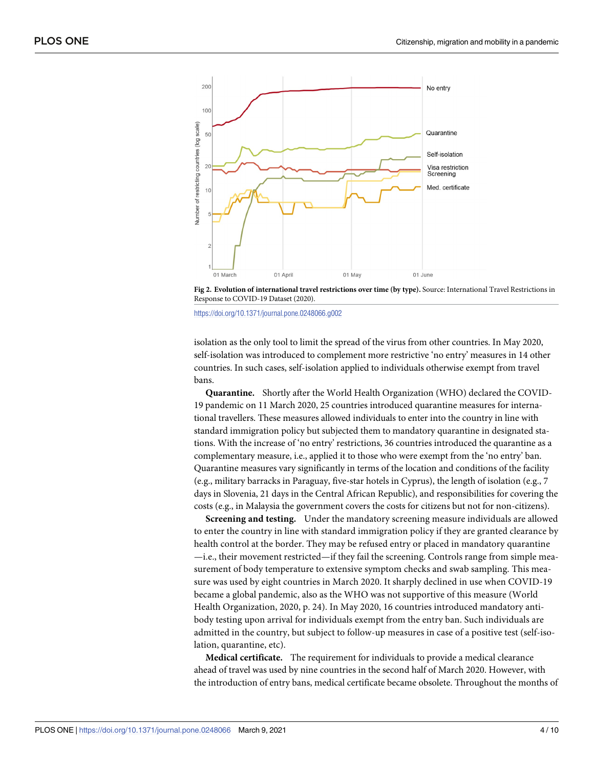**Fig 2. Evolution of international travel restrictions over time (by type).** Source: International Travel Restrictions in Response to COVID-19 Dataset (2020).

https://doi.org/10.1371/journal.pone.0248066.g002

isolation as the only tool to limit the spread of the virus from other countries. In May 2020, self-isolation was introduced to complement more restrictive 'no entry' measures in 14 other countries. In such cases, self-isolation applied to individuals otherwise exempt from travel bans.

**Quarantine.** Shortly after the World Health Organization (WHO) declared the COVID-19 pandemic on 11 March 2020, 25 countries introduced quarantine measures for international travellers. These measures allowed individuals to enter into the country in line with standard immigration policy but subjected them to mandatory quarantine in designated stations. With the increase of 'no entry' restrictions, 36 countries introduced the quarantine as a complementary measure, i.e., applied it to those who were exempt from the 'no entry' ban. Quarantine measures vary significantly in terms of the location and conditions of the facility (e.g., military barracks in Paraguay, five-star hotels in Cyprus), the length of isolation (e.g., 7 days in Slovenia, 21 days in the Central African Republic), and responsibilities for covering the costs (e.g., in Malaysia the government covers the costs for citizens but not for non-citizens).

**Screening and testing.** Under the mandatory screening measure individuals are allowed to enter the country in line with standard immigration policy if they are granted clearance by health control at the border. They may be refused entry or placed in mandatory quarantine —i.e., their movement restricted—if they fail the screening. Controls range from simple measurement of body temperature to extensive symptom checks and swab sampling. This measure was used by eight countries in March 2020. It sharply declined in use when COVID-19 became a global pandemic, also as the WHO was not supportive of this measure (World Health Organization, 2020, p. 24). In May 2020, 16 countries introduced mandatory antibody testing upon arrival for individuals exempt from the entry ban. Such individuals are admitted in the country, but subject to follow-up measures in case of a positive test (self-isolation, quarantine, etc).

**Medical certificate.** The requirement for individuals to provide a medical clearance ahead of travel was used by nine countries in the second half of March 2020. However, with the introduction of entry bans, medical certificate became obsolete. Throughout the months of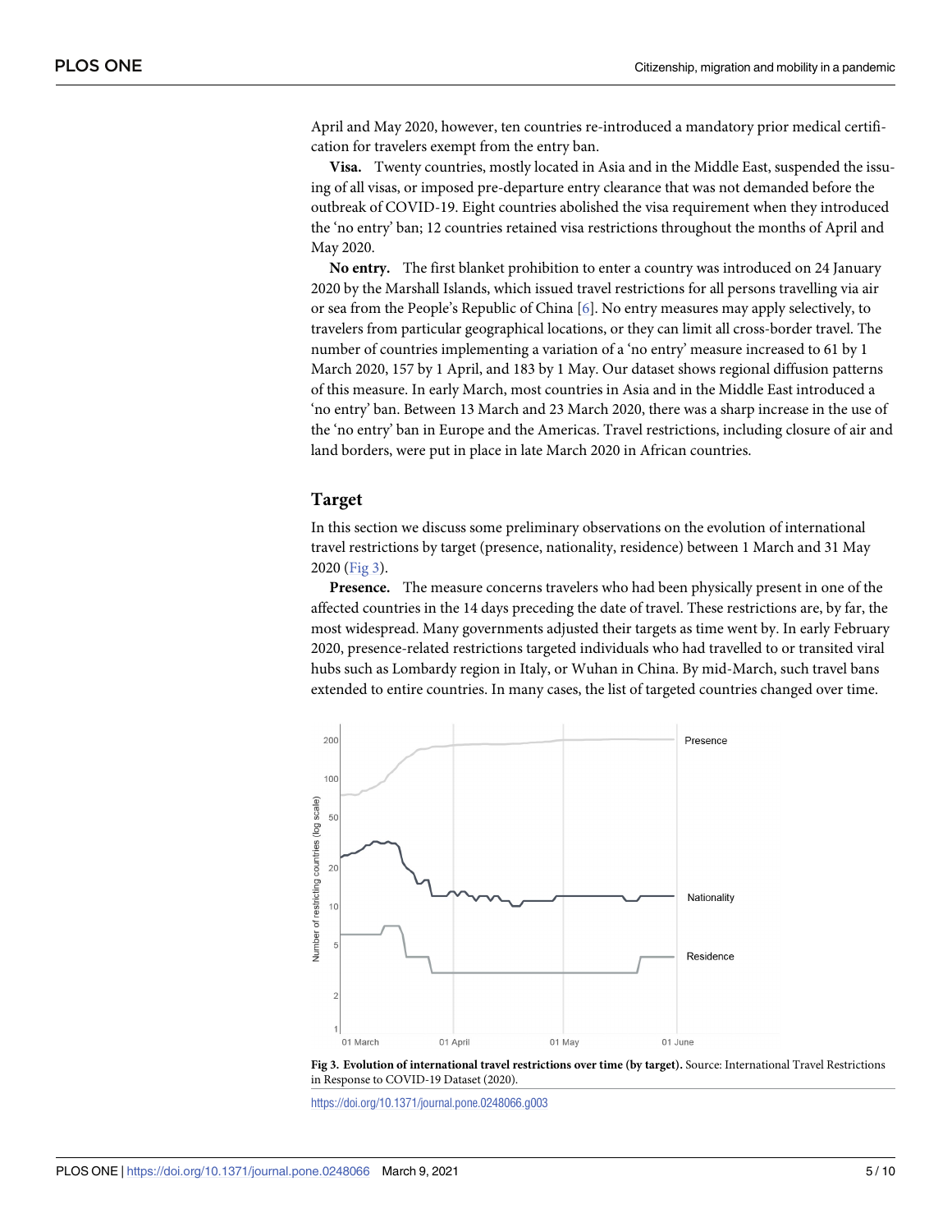April and May 2020, however, ten countries re-introduced a mandatory prior medical certification for travelers exempt from the entry ban.

**Visa.** Twenty countries, mostly located in Asia and in the Middle East, suspended the issuing of all visas, or imposed pre-departure entry clearance that was not demanded before the outbreak of COVID-19. Eight countries abolished the visa requirement when they introduced the 'no entry' ban; 12 countries retained visa restrictions throughout the months of April and May 2020.

**No entry.** The first blanket prohibition to enter a country was introduced on 24 January 2020 by the Marshall Islands, which issued travel restrictions for all persons travelling via air or sea from the People's Republic of China [6]. No entry measures may apply selectively, to travelers from particular geographical locations, or they can limit all cross-border travel. The number of countries implementing a variation of a 'no entry' measure increased to 61 by 1 March 2020, 157 by 1 April, and 183 by 1 May. Our dataset shows regional diffusion patterns of this measure. In early March, most countries in Asia and in the Middle East introduced a 'no entry' ban. Between 13 March and 23 March 2020, there was a sharp increase in the use of the 'no entry' ban in Europe and the Americas. Travel restrictions, including closure of air and land borders, were put in place in late March 2020 in African countries.

## Target

In this section we discuss some preliminary observations on the evolution of international travel restrictions by target (presence, nationality, residence) between 1 March and 31 May 2020 (Fig 3).

**Presence.** The measure concerns travelers who had been physically present in one of the affected countries in the 14 days preceding the date of travel. These restrictions are, by far, the most widespread. Many governments adjusted their targets as time went by. In early February 2020, presence-related restrictions targeted individuals who had travelled to or transited viral hubs such as Lombardy region in Italy, or Wuhan in China. By mid-March, such travel bans extended to entire countries. In many cases, the list of targeted countries changed over time.

**Fig 3. Evolution of international travel restrictions over time (by target).** Source: International Travel Restrictions in Response to COVID-19 Dataset (2020).

https://doi.org/10.1371/journal.pone.0248066.g003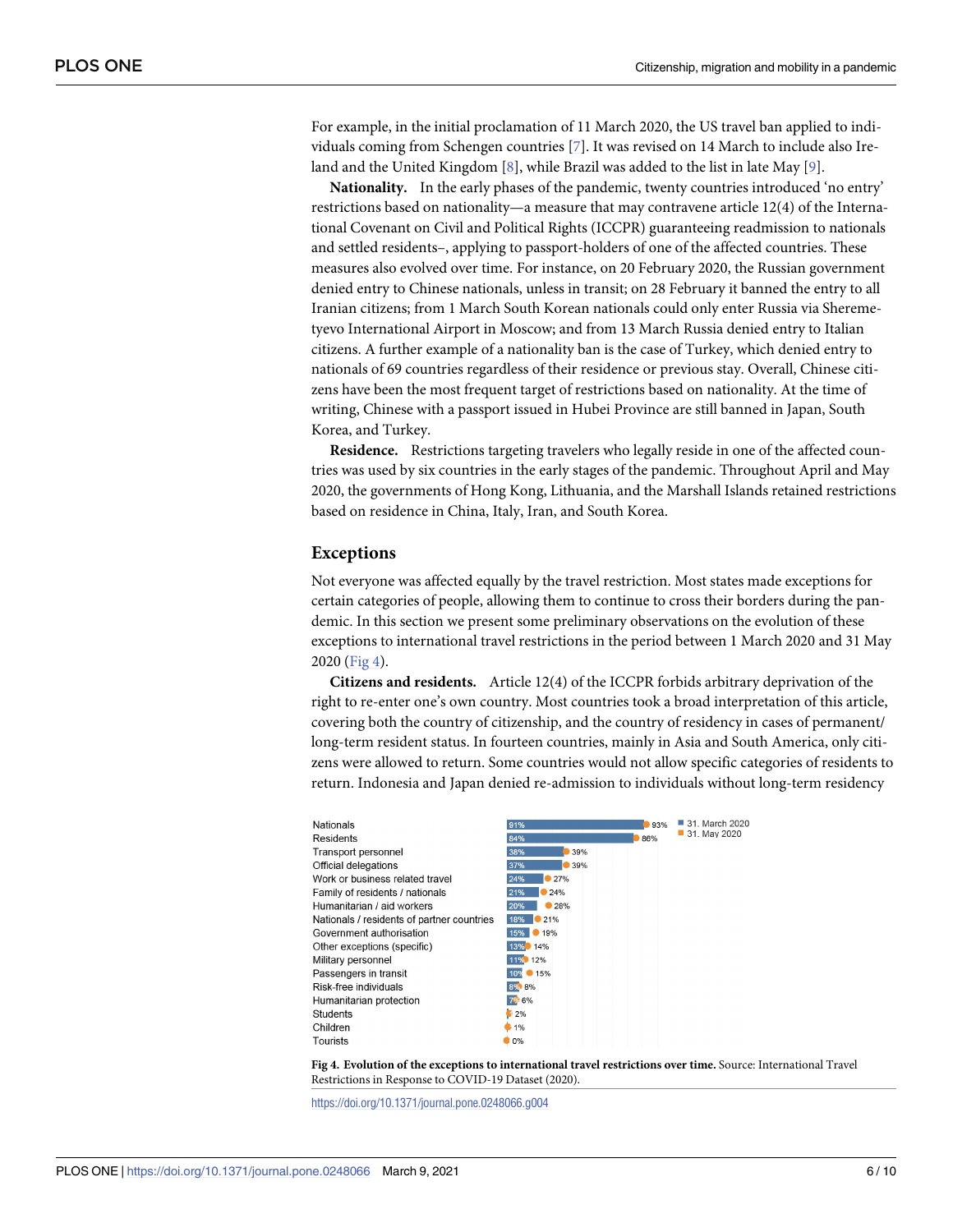For example, in the initial proclamation of 11 March 2020, the US travel ban applied to individuals coming from Schengen countries [7]. It was revised on 14 March to include also Ireland and the United Kingdom [8], while Brazil was added to the list in late May [9].

**Nationality.** In the early phases of the pandemic, twenty countries introduced 'no entry' restrictions based on nationality—a measure that may contravene article 12(4) of the International Covenant on Civil and Political Rights (ICCPR) guaranteeing readmission to nationals and settled residents–, applying to passport-holders of one of the affected countries. These measures also evolved over time. For instance, on 20 February 2020, the Russian government denied entry to Chinese nationals, unless in transit; on 28 February it banned the entry to all Iranian citizens; from 1 March South Korean nationals could only enter Russia via Sheremetyevo International Airport in Moscow; and from 13 March Russia denied entry to Italian citizens. A further example of a nationality ban is the case of Turkey, which denied entry to nationals of 69 countries regardless of their residence or previous stay. Overall, Chinese citizens have been the most frequent target of restrictions based on nationality. At the time of writing, Chinese with a passport issued in Hubei Province are still banned in Japan, South Korea, and Turkey.

**Residence.** Restrictions targeting travelers who legally reside in one of the affected countries was used by six countries in the early stages of the pandemic. Throughout April and May 2020, the governments of Hong Kong, Lithuania, and the Marshall Islands retained restrictions based on residence in China, Italy, Iran, and South Korea.

## Exceptions

Not everyone was affected equally by the travel restriction. Most states made exceptions for certain categories of people, allowing them to continue to cross their borders during the pandemic. In this section we present some preliminary observations on the evolution of these exceptions to international travel restrictions in the period between 1 March 2020 and 31 May 2020 (Fig 4).

**Citizens and residents.** Article 12(4) of the ICCPR forbids arbitrary deprivation of the right to re-enter one's own country. Most countries took a broad interpretation of this article, covering both the country of citizenship, and the country of residency in cases of permanent/long-term resident status. In fourteen countries, mainly in Asia and South America, only citizens were allowed to return. Some countries would not allow specific categories of residents to return. Indonesia and Japan denied re-admission to individuals without long-term residency

| Exception | 31. March 2020 | 31. May 2020 |
|---|---|---|
| Nationals | 91% | 93% |
| Residents | 84% | 86% |
| Transport personnel | 38% | 39% |
| Official delegations | 37% | 39% |
| Work or business related travel | 24% | 27% |
| Family of residents / nationals | 21% | 24% |
| Humanitarian / aid workers | 20% | 28% |
| Nationals / residents of partner countries | 18% | 21% |
| Government authorisation | 15% | 19% |
| Other exceptions (specific) | 13% | 14% |
| Military personnel | 11% | 12% |
| Passengers in transit | 10% | 15% |
| Risk-free individuals | 8% | 8% |
| Humanitarian protection | 7% | 6% |
| Students | | 2% |
| Children | | 1% |
| Tourists | | 0% |

**Fig 4. Evolution of the exceptions to international travel restrictions over time.** Source: International Travel Restrictions in Response to COVID-19 Dataset (2020).

https://doi.org/10.1371/journal.pone.0248066.g004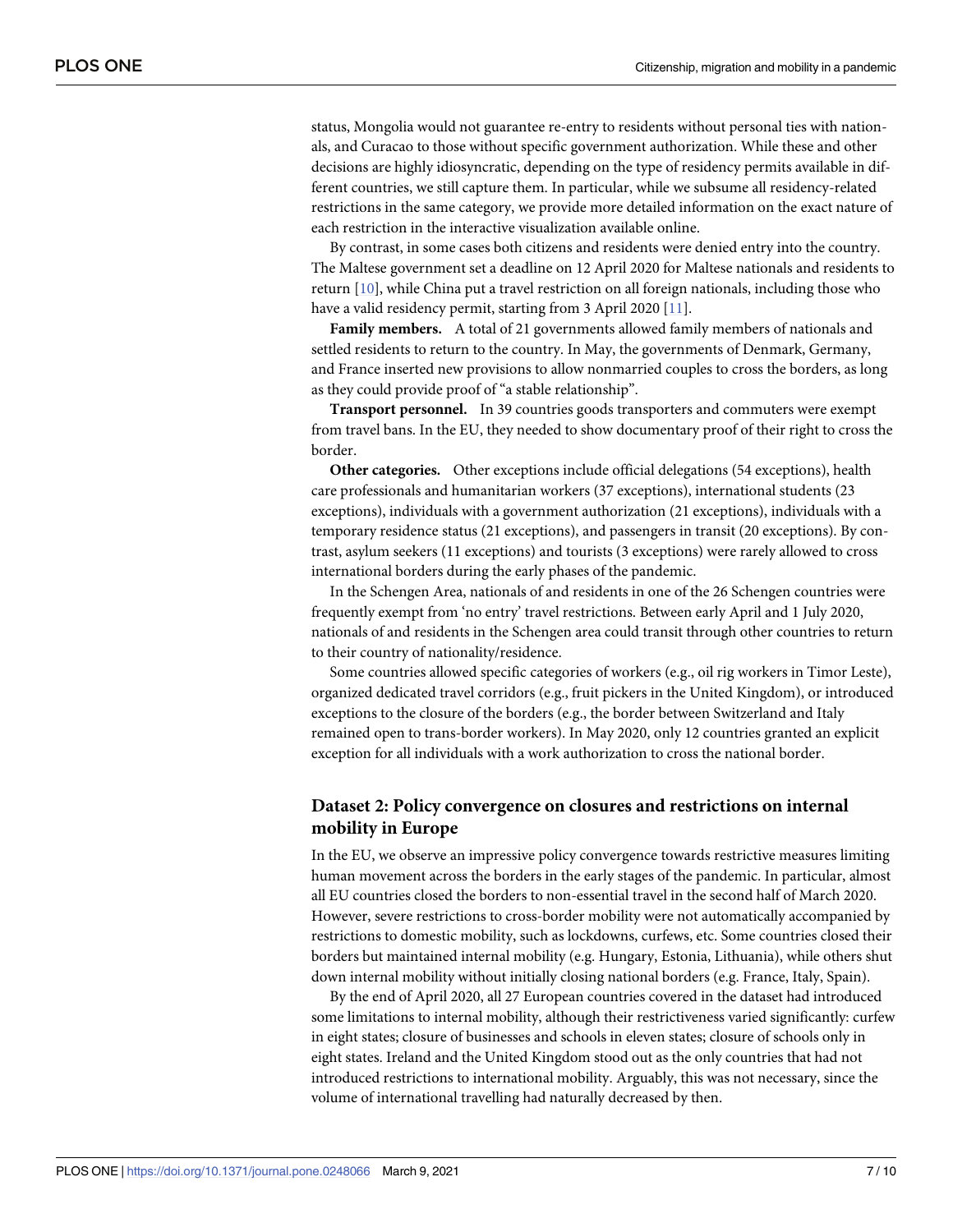status, Mongolia would not guarantee re-entry to residents without personal ties with nationals, and Curacao to those without specific government authorization. While these and other decisions are highly idiosyncratic, depending on the type of residency permits available in different countries, we still capture them. In particular, while we subsume all residency-related restrictions in the same category, we provide more detailed information on the exact nature of each restriction in the interactive visualization available online.

By contrast, in some cases both citizens and residents were denied entry into the country. The Maltese government set a deadline on 12 April 2020 for Maltese nationals and residents to return [10], while China put a travel restriction on all foreign nationals, including those who have a valid residency permit, starting from 3 April 2020 [11].

**Family members.** A total of 21 governments allowed family members of nationals and settled residents to return to the country. In May, the governments of Denmark, Germany, and France inserted new provisions to allow nonmarried couples to cross the borders, as long as they could provide proof of "a stable relationship".

**Transport personnel.** In 39 countries goods transporters and commuters were exempt from travel bans. In the EU, they needed to show documentary proof of their right to cross the border.

**Other categories.** Other exceptions include official delegations (54 exceptions), health care professionals and humanitarian workers (37 exceptions), international students (23 exceptions), individuals with a government authorization (21 exceptions), individuals with a temporary residence status (21 exceptions), and passengers in transit (20 exceptions). By contrast, asylum seekers (11 exceptions) and tourists (3 exceptions) were rarely allowed to cross international borders during the early phases of the pandemic.

In the Schengen Area, nationals of and residents in one of the 26 Schengen countries were frequently exempt from 'no entry' travel restrictions. Between early April and 1 July 2020, nationals of and residents in the Schengen area could transit through other countries to return to their country of nationality/residence.

Some countries allowed specific categories of workers (e.g., oil rig workers in Timor Leste), organized dedicated travel corridors (e.g., fruit pickers in the United Kingdom), or introduced exceptions to the closure of the borders (e.g., the border between Switzerland and Italy remained open to trans-border workers). In May 2020, only 12 countries granted an explicit exception for all individuals with a work authorization to cross the national border.

## Dataset 2: Policy convergence on closures and restrictions on internal mobility in Europe

In the EU, we observe an impressive policy convergence towards restrictive measures limiting human movement across the borders in the early stages of the pandemic. In particular, almost all EU countries closed the borders to non-essential travel in the second half of March 2020. However, severe restrictions to cross-border mobility were not automatically accompanied by restrictions to domestic mobility, such as lockdowns, curfews, etc. Some countries closed their borders but maintained internal mobility (e.g. Hungary, Estonia, Lithuania), while others shut down internal mobility without initially closing national borders (e.g. France, Italy, Spain).

By the end of April 2020, all 27 European countries covered in the dataset had introduced some limitations to internal mobility, although their restrictiveness varied significantly: curfew in eight states; closure of businesses and schools in eleven states; closure of schools only in eight states. Ireland and the United Kingdom stood out as the only countries that had not introduced restrictions to international mobility. Arguably, this was not necessary, since the volume of international travelling had naturally decreased by then.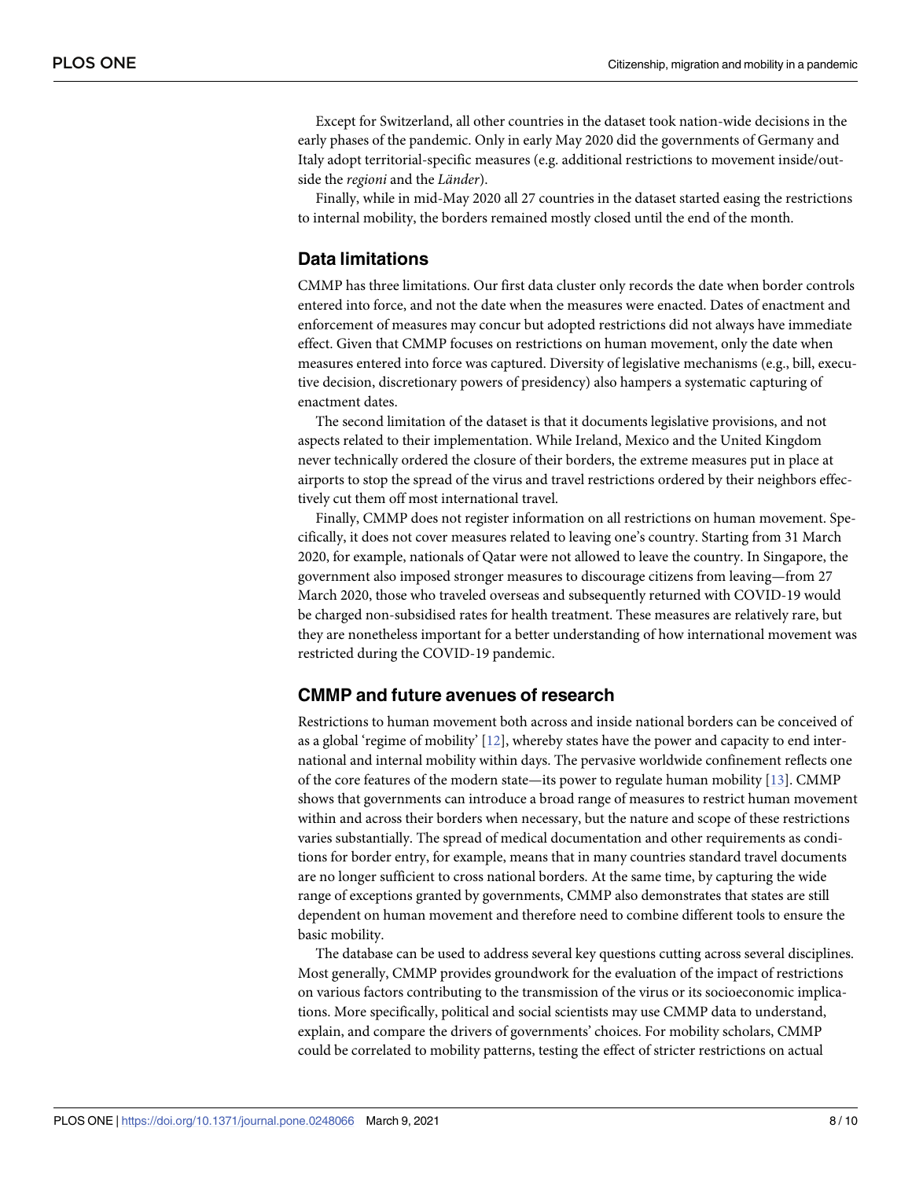Except for Switzerland, all other countries in the dataset took nation-wide decisions in the early phases of the pandemic. Only in early May 2020 did the governments of Germany and Italy adopt territorial-specific measures (e.g. additional restrictions to movement inside/outside the *regioni* and the *Länder*).

Finally, while in mid-May 2020 all 27 countries in the dataset started easing the restrictions to internal mobility, the borders remained mostly closed until the end of the month.

## Data limitations

CMMP has three limitations. Our first data cluster only records the date when border controls entered into force, and not the date when the measures were enacted. Dates of enactment and enforcement of measures may concur but adopted restrictions did not always have immediate effect. Given that CMMP focuses on restrictions on human movement, only the date when measures entered into force was captured. Diversity of legislative mechanisms (e.g., bill, executive decision, discretionary powers of presidency) also hampers a systematic capturing of enactment dates.

The second limitation of the dataset is that it documents legislative provisions, and not aspects related to their implementation. While Ireland, Mexico and the United Kingdom never technically ordered the closure of their borders, the extreme measures put in place at airports to stop the spread of the virus and travel restrictions ordered by their neighbors effectively cut them off most international travel.

Finally, CMMP does not register information on all restrictions on human movement. Specifically, it does not cover measures related to leaving one's country. Starting from 31 March 2020, for example, nationals of Qatar were not allowed to leave the country. In Singapore, the government also imposed stronger measures to discourage citizens from leaving—from 27 March 2020, those who traveled overseas and subsequently returned with COVID-19 would be charged non-subsidised rates for health treatment. These measures are relatively rare, but they are nonetheless important for a better understanding of how international movement was restricted during the COVID-19 pandemic.

## CMMP and future avenues of research

Restrictions to human movement both across and inside national borders can be conceived of as a global 'regime of mobility' [12], whereby states have the power and capacity to end international and internal mobility within days. The pervasive worldwide confinement reflects one of the core features of the modern state—its power to regulate human mobility [13]. CMMP shows that governments can introduce a broad range of measures to restrict human movement within and across their borders when necessary, but the nature and scope of these restrictions varies substantially. The spread of medical documentation and other requirements as conditions for border entry, for example, means that in many countries standard travel documents are no longer sufficient to cross national borders. At the same time, by capturing the wide range of exceptions granted by governments, CMMP also demonstrates that states are still dependent on human movement and therefore need to combine different tools to ensure the basic mobility.

The database can be used to address several key questions cutting across several disciplines. Most generally, CMMP provides groundwork for the evaluation of the impact of restrictions on various factors contributing to the transmission of the virus or its socioeconomic implications. More specifically, political and social scientists may use CMMP data to understand, explain, and compare the drivers of governments' choices. For mobility scholars, CMMP could be correlated to mobility patterns, testing the effect of stricter restrictions on actual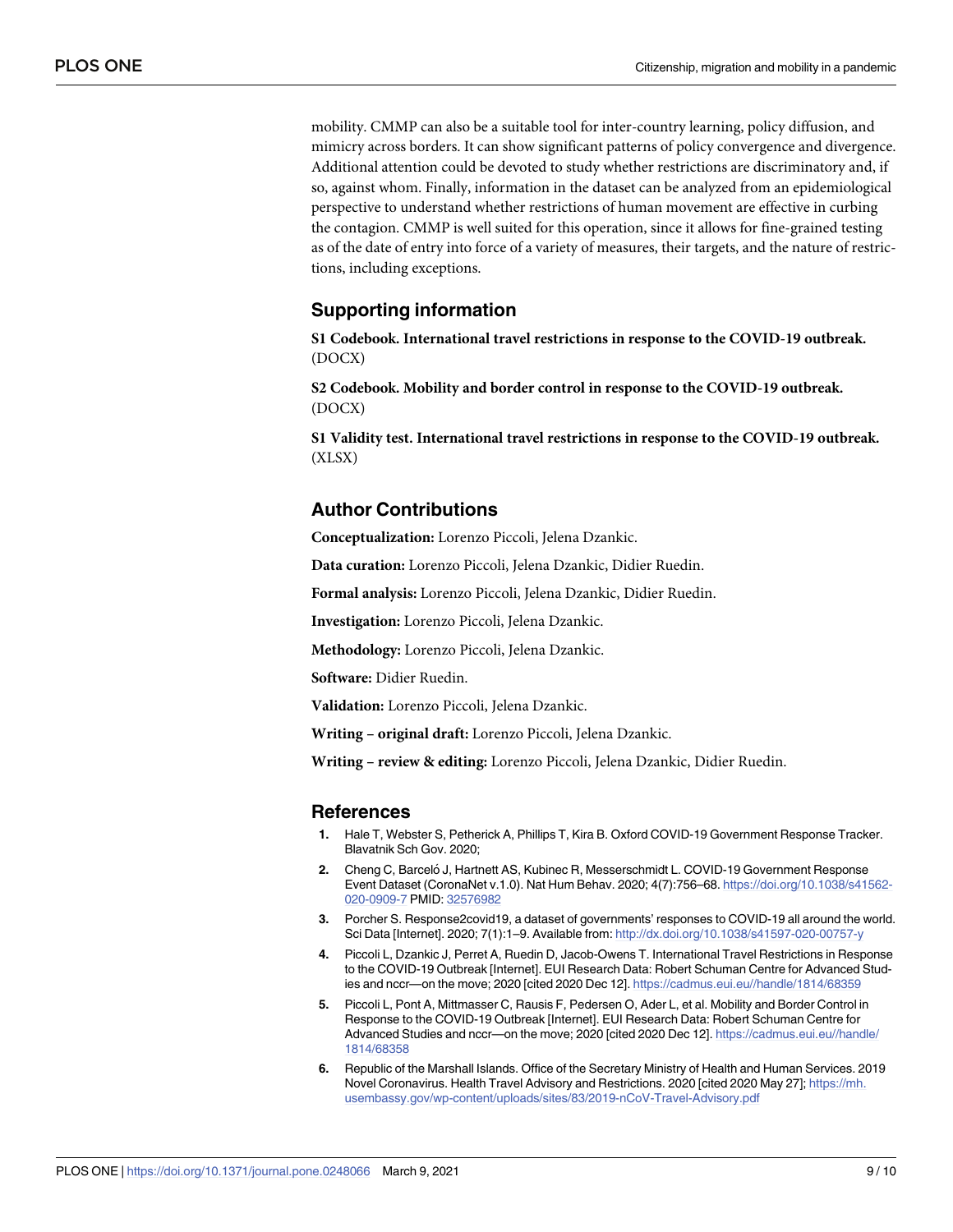mobility. CMMP can also be a suitable tool for inter-country learning, policy diffusion, and mimicry across borders. It can show significant patterns of policy convergence and divergence. Additional attention could be devoted to study whether restrictions are discriminatory and, if so, against whom. Finally, information in the dataset can be analyzed from an epidemiological perspective to understand whether restrictions of human movement are effective in curbing the contagion. CMMP is well suited for this operation, since it allows for fine-grained testing as of the date of entry into force of a variety of measures, their targets, and the nature of restrictions, including exceptions.

## Supporting information

**S1 Codebook. International travel restrictions in response to the COVID-19 outbreak.** (DOCX)

**S2 Codebook. Mobility and border control in response to the COVID-19 outbreak.** (DOCX)

**S1 Validity test. International travel restrictions in response to the COVID-19 outbreak.** (XLSX)

## Author Contributions

**Conceptualization:** Lorenzo Piccoli, Jelena Dzankic.

**Data curation:** Lorenzo Piccoli, Jelena Dzankic, Didier Ruedin.

**Formal analysis:** Lorenzo Piccoli, Jelena Dzankic, Didier Ruedin.

**Investigation:** Lorenzo Piccoli, Jelena Dzankic.

**Methodology:** Lorenzo Piccoli, Jelena Dzankic.

**Software:** Didier Ruedin.

**Validation:** Lorenzo Piccoli, Jelena Dzankic.

**Writing – original draft:** Lorenzo Piccoli, Jelena Dzankic.

**Writing – review & editing:** Lorenzo Piccoli, Jelena Dzankic, Didier Ruedin.

## References

1. Hale T, Webster S, Petherick A, Phillips T, Kira B. Oxford COVID-19 Government Response Tracker. Blavatnik Sch Gov. 2020;
2. Cheng C, Barceló J, Hartnett AS, Kubinec R, Messerschmidt L. COVID-19 Government Response Event Dataset (CoronaNet v.1.0). Nat Hum Behav. 2020; 4(7):756–68. https://doi.org/10.1038/s41562-020-0909-7 PMID: 32576982
3. Porcher S. Response2covid19, a dataset of governments' responses to COVID-19 all around the world. Sci Data [Internet]. 2020; 7(1):1–9. Available from: http://dx.doi.org/10.1038/s41597-020-00757-y
4. Piccoli L, Dzankic J, Perret A, Ruedin D, Jacob-Owens T. International Travel Restrictions in Response to the COVID-19 Outbreak [Internet]. EUI Research Data: Robert Schuman Centre for Advanced Studies and nccr—on the move; 2020 [cited 2020 Dec 12]. https://cadmus.eui.eu//handle/1814/68359
5. Piccoli L, Pont A, Mittmasser C, Rausis F, Pedersen O, Ader L, et al. Mobility and Border Control in Response to the COVID-19 Outbreak [Internet]. EUI Research Data: Robert Schuman Centre for Advanced Studies and nccr—on the move; 2020 [cited 2020 Dec 12]. https://cadmus.eui.eu//handle/1814/68358
6. Republic of the Marshall Islands. Office of the Secretary Ministry of Health and Human Services. 2019 Novel Coronavirus. Health Travel Advisory and Restrictions. 2020 [cited 2020 May 27]; https://mh.usembassy.gov/wp-content/uploads/sites/83/2019-nCoV-Travel-Advisory.pdf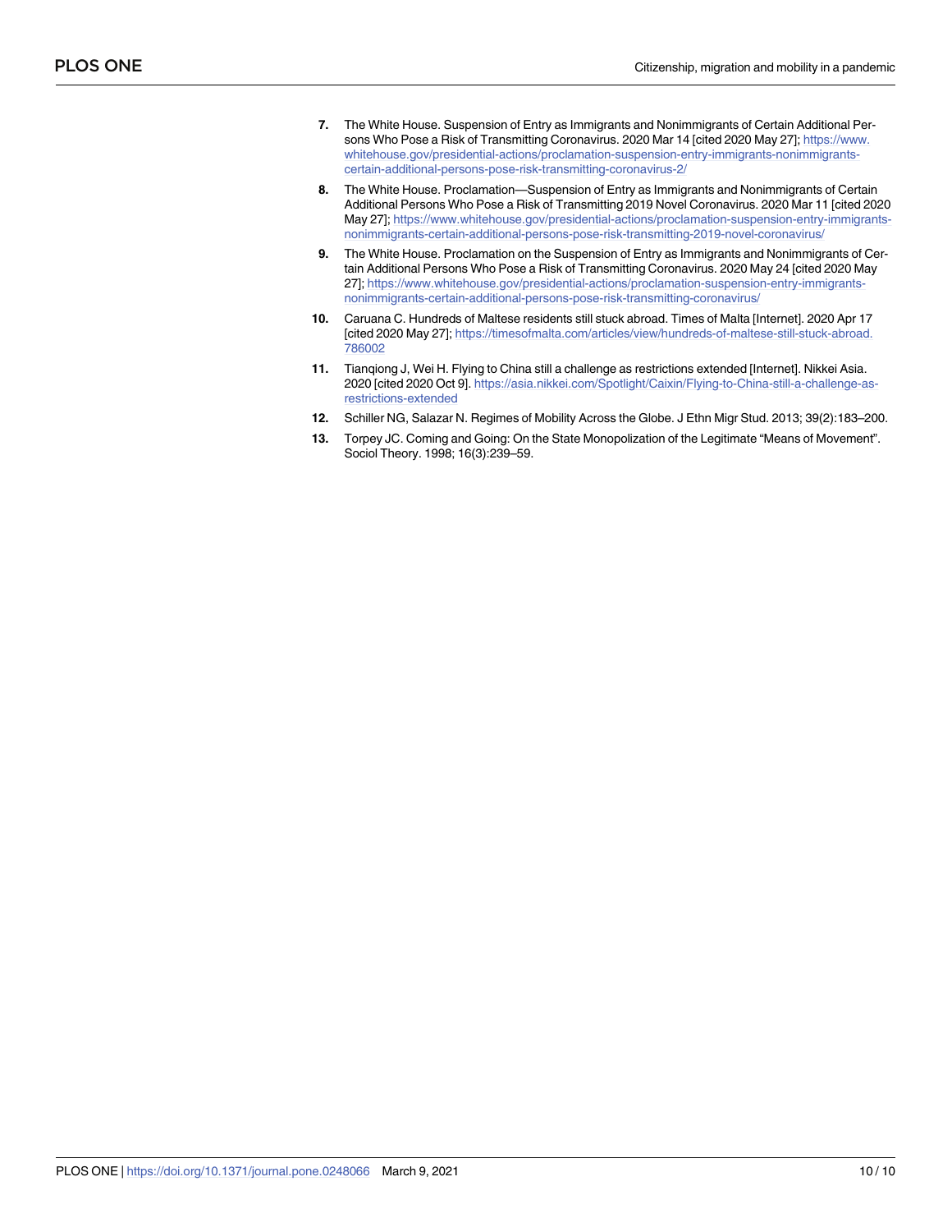7. The White House. Suspension of Entry as Immigrants and Nonimmigrants of Certain Additional Persons Who Pose a Risk of Transmitting Coronavirus. 2020 Mar 14 [cited 2020 May 27]; https://www.whitehouse.gov/presidential-actions/proclamation-suspension-entry-immigrants-nonimmigrants-certain-additional-persons-pose-risk-transmitting-coronavirus-2/
8. The White House. Proclamation—Suspension of Entry as Immigrants and Nonimmigrants of Certain Additional Persons Who Pose a Risk of Transmitting 2019 Novel Coronavirus. 2020 Mar 11 [cited 2020 May 27]; https://www.whitehouse.gov/presidential-actions/proclamation-suspension-entry-immigrants-nonimmigrants-certain-additional-persons-pose-risk-transmitting-2019-novel-coronavirus/
9. The White House. Proclamation on the Suspension of Entry as Immigrants and Nonimmigrants of Certain Additional Persons Who Pose a Risk of Transmitting Coronavirus. 2020 May 24 [cited 2020 May 27]; https://www.whitehouse.gov/presidential-actions/proclamation-suspension-entry-immigrants-nonimmigrants-certain-additional-persons-pose-risk-transmitting-coronavirus/
10. Caruana C. Hundreds of Maltese residents still stuck abroad. Times of Malta [Internet]. 2020 Apr 17 [cited 2020 May 27]; https://timesofmalta.com/articles/view/hundreds-of-maltese-still-stuck-abroad.786002
11. Tianqiong J, Wei H. Flying to China still a challenge as restrictions extended [Internet]. Nikkei Asia. 2020 [cited 2020 Oct 9]. https://asia.nikkei.com/Spotlight/Caixin/Flying-to-China-still-a-challenge-as-restrictions-extended
12. Schiller NG, Salazar N. Regimes of Mobility Across the Globe. J Ethn Migr Stud. 2013; 39(2):183–200.
13. Torpey JC. Coming and Going: On the State Monopolization of the Legitimate "Means of Movement". Sociol Theory. 1998; 16(3):239–59.